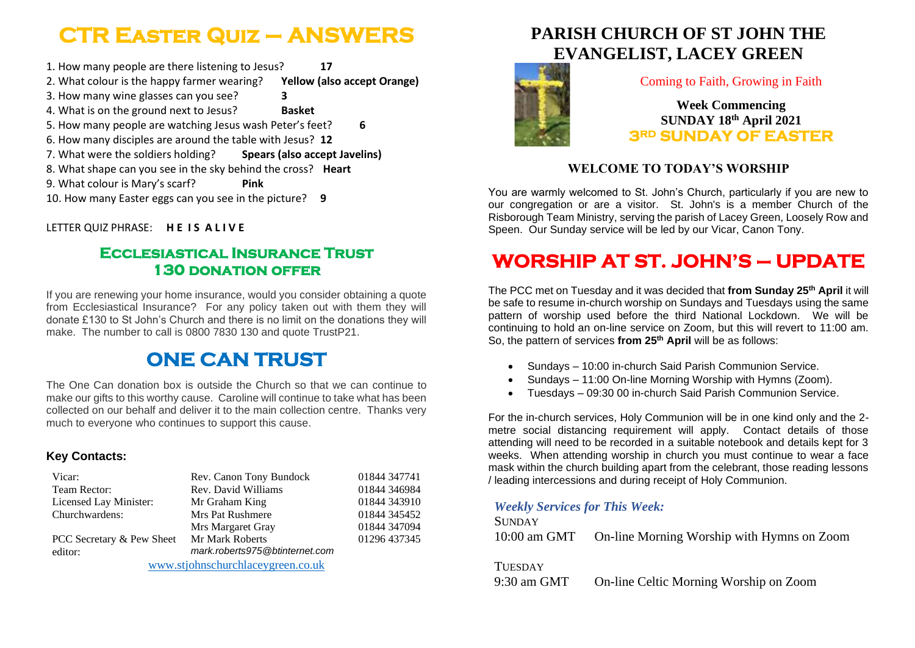# CTR Easter Quiz – ANSWERS

1. How many people are there listening to Jesus? **17**
2. What colour is the happy farmer wearing? **Yellow (also accept Orange)**
3. How many wine glasses can you see? **3**
4. What is on the ground next to Jesus? **Basket**
5. How many people are watching Jesus wash Peter's feet? **6**
6. How many disciples are around the table with Jesus? **12**
7. What were the soldiers holding? **Spears (also accept Javelins)**
8. What shape can you see in the sky behind the cross? **Heart**
9. What colour is Mary's scarf? **Pink**
10. How many Easter eggs can you see in the picture? **9**

LETTER QUIZ PHRASE: **H E I S A L I V E**

## Ecclesiastical Insurance Trust 130 donation offer

If you are renewing your home insurance, would you consider obtaining a quote from Ecclesiastical Insurance? For any policy taken out with them they will donate £130 to St John's Church and there is no limit on the donations they will make. The number to call is 0800 7830 130 and quote TrustP21.

# ONE CAN TRUST

The One Can donation box is outside the Church so that we can continue to make our gifts to this worthy cause. Caroline will continue to take what has been collected on our behalf and deliver it to the main collection centre. Thanks very much to everyone who continues to support this cause.

### Key Contacts:

| | | |
|---|---|---|
| Vicar: | Rev. Canon Tony Bundock | 01844 347741 |
| Team Rector: | Rev. David Williams | 01844 346984 |
| Licensed Lay Minister: | Mr Graham King | 01844 343910 |
| Churchwardens: | Mrs Pat Rushmere | 01844 345452 |
| | Mrs Margaret Gray | 01844 347094 |
| PCC Secretary & Pew Sheet editor: | Mr Mark Roberts *mark.roberts975@btinternet.com* | 01296 437345 |

www.stjohnschurchlaceygreen.co.uk

# PARISH CHURCH OF ST JOHN THE EVANGELIST, LACEY GREEN

Coming to Faith, Growing in Faith

**Week Commencing**
**SUNDAY 18th April 2021**
**3RD SUNDAY OF EASTER**

### WELCOME TO TODAY'S WORSHIP

You are warmly welcomed to St. John's Church, particularly if you are new to our congregation or are a visitor. St. John's is a member Church of the Risborough Team Ministry, serving the parish of Lacey Green, Loosely Row and Speen. Our Sunday service will be led by our Vicar, Canon Tony.

# WORSHIP AT ST. JOHN'S – UPDATE

The PCC met on Tuesday and it was decided that **from Sunday 25th April** it will be safe to resume in-church worship on Sundays and Tuesdays using the same pattern of worship used before the third National Lockdown. We will be continuing to hold an on-line service on Zoom, but this will revert to 11:00 am. So, the pattern of services **from 25th April** will be as follows:

- Sundays – 10:00 in-church Said Parish Communion Service.
- Sundays – 11:00 On-line Morning Worship with Hymns (Zoom).
- Tuesdays – 09:30 00 in-church Said Parish Communion Service.

For the in-church services, Holy Communion will be in one kind only and the 2-metre social distancing requirement will apply. Contact details of those attending will need to be recorded in a suitable notebook and details kept for 3 weeks. When attending worship in church you must continue to wear a face mask within the church building apart from the celebrant, those reading lessons / leading intercessions and during receipt of Holy Communion.

### *Weekly Services for This Week:*

SUNDAY
10:00 am GMT On-line Morning Worship with Hymns on Zoom

TUESDAY
9:30 am GMT On-line Celtic Morning Worship on Zoom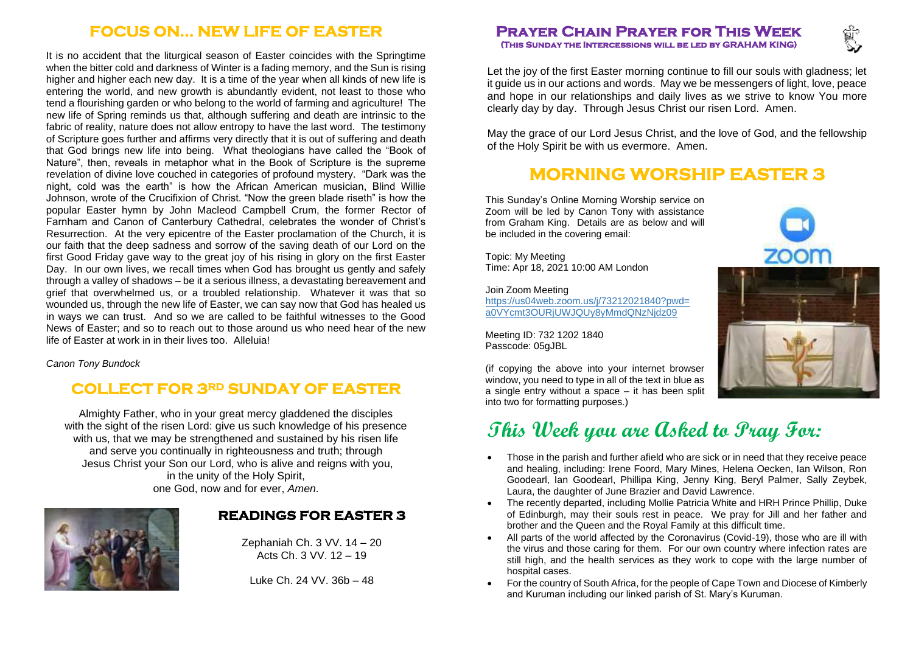## FOCUS ON... NEW LIFE OF EASTER

It is no accident that the liturgical season of Easter coincides with the Springtime when the bitter cold and darkness of Winter is a fading memory, and the Sun is rising higher and higher each new day. It is a time of the year when all kinds of new life is entering the world, and new growth is abundantly evident, not least to those who tend a flourishing garden or who belong to the world of farming and agriculture! The new life of Spring reminds us that, although suffering and death are intrinsic to the fabric of reality, nature does not allow entropy to have the last word. The testimony of Scripture goes further and affirms very directly that it is out of suffering and death that God brings new life into being. What theologians have called the "Book of Nature", then, reveals in metaphor what in the Book of Scripture is the supreme revelation of divine love couched in categories of profound mystery. "Dark was the night, cold was the earth" is how the African American musician, Blind Willie Johnson, wrote of the Crucifixion of Christ. "Now the green blade riseth" is how the popular Easter hymn by John Macleod Campbell Crum, the former Rector of Farnham and Canon of Canterbury Cathedral, celebrates the wonder of Christ's Resurrection. At the very epicentre of the Easter proclamation of the Church, it is our faith that the deep sadness and sorrow of the saving death of our Lord on the first Good Friday gave way to the great joy of his rising in glory on the first Easter Day. In our own lives, we recall times when God has brought us gently and safely through a valley of shadows – be it a serious illness, a devastating bereavement and grief that overwhelmed us, or a troubled relationship. Whatever it was that so wounded us, through the new life of Easter, we can say now that God has healed us in ways we can trust. And so we are called to be faithful witnesses to the Good News of Easter; and so to reach out to those around us who need hear of the new life of Easter at work in in their lives too. Alleluia!

*Canon Tony Bundock*

## COLLECT FOR 3RD SUNDAY OF EASTER

Almighty Father, who in your great mercy gladdened the disciples
with the sight of the risen Lord: give us such knowledge of his presence
with us, that we may be strengthened and sustained by his risen life
and serve you continually in righteousness and truth; through
Jesus Christ your Son our Lord, who is alive and reigns with you,
in the unity of the Holy Spirit,
one God, now and for ever, *Amen*.

### READINGS FOR EASTER 3

Zephaniah Ch. 3 VV. 14 – 20
Acts Ch. 3 VV. 12 – 19

Luke Ch. 24 VV. 36b – 48

## PRAYER CHAIN PRAYER FOR THIS WEEK

**(THIS SUNDAY THE INTERCESSIONS WILL BE LED BY GRAHAM KING)**

Let the joy of the first Easter morning continue to fill our souls with gladness; let it guide us in our actions and words. May we be messengers of light, love, peace and hope in our relationships and daily lives as we strive to know You more clearly day by day. Through Jesus Christ our risen Lord. Amen.

May the grace of our Lord Jesus Christ, and the love of God, and the fellowship of the Holy Spirit be with us evermore. Amen.

## MORNING WORSHIP EASTER 3

This Sunday's Online Morning Worship service on Zoom will be led by Canon Tony with assistance from Graham King. Details are as below and will be included in the covering email:

Topic: My Meeting
Time: Apr 18, 2021 10:00 AM London

Join Zoom Meeting
https://us04web.zoom.us/j/73212021840?pwd=a0VYcmt3OURjUWJQUy8yMmdQNzNjdz09

Meeting ID: 732 1202 1840
Passcode: 05gJBL

(if copying the above into your internet browser window, you need to type in all of the text in blue as a single entry without a space – it has been split into two for formatting purposes.)

## This Week you are Asked to Pray For:

- Those in the parish and further afield who are sick or in need that they receive peace and healing, including: Irene Foord, Mary Mines, Helena Oecken, Ian Wilson, Ron Goodearl, Ian Goodearl, Phillipa King, Jenny King, Beryl Palmer, Sally Zeybek, Laura, the daughter of June Brazier and David Lawrence.
- The recently departed, including Mollie Patricia White and HRH Prince Phillip, Duke of Edinburgh, may their souls rest in peace. We pray for Jill and her father and brother and the Queen and the Royal Family at this difficult time.
- All parts of the world affected by the Coronavirus (Covid-19), those who are ill with the virus and those caring for them. For our own country where infection rates are still high, and the health services as they work to cope with the large number of hospital cases.
- For the country of South Africa, for the people of Cape Town and Diocese of Kimberly and Kuruman including our linked parish of St. Mary's Kuruman.